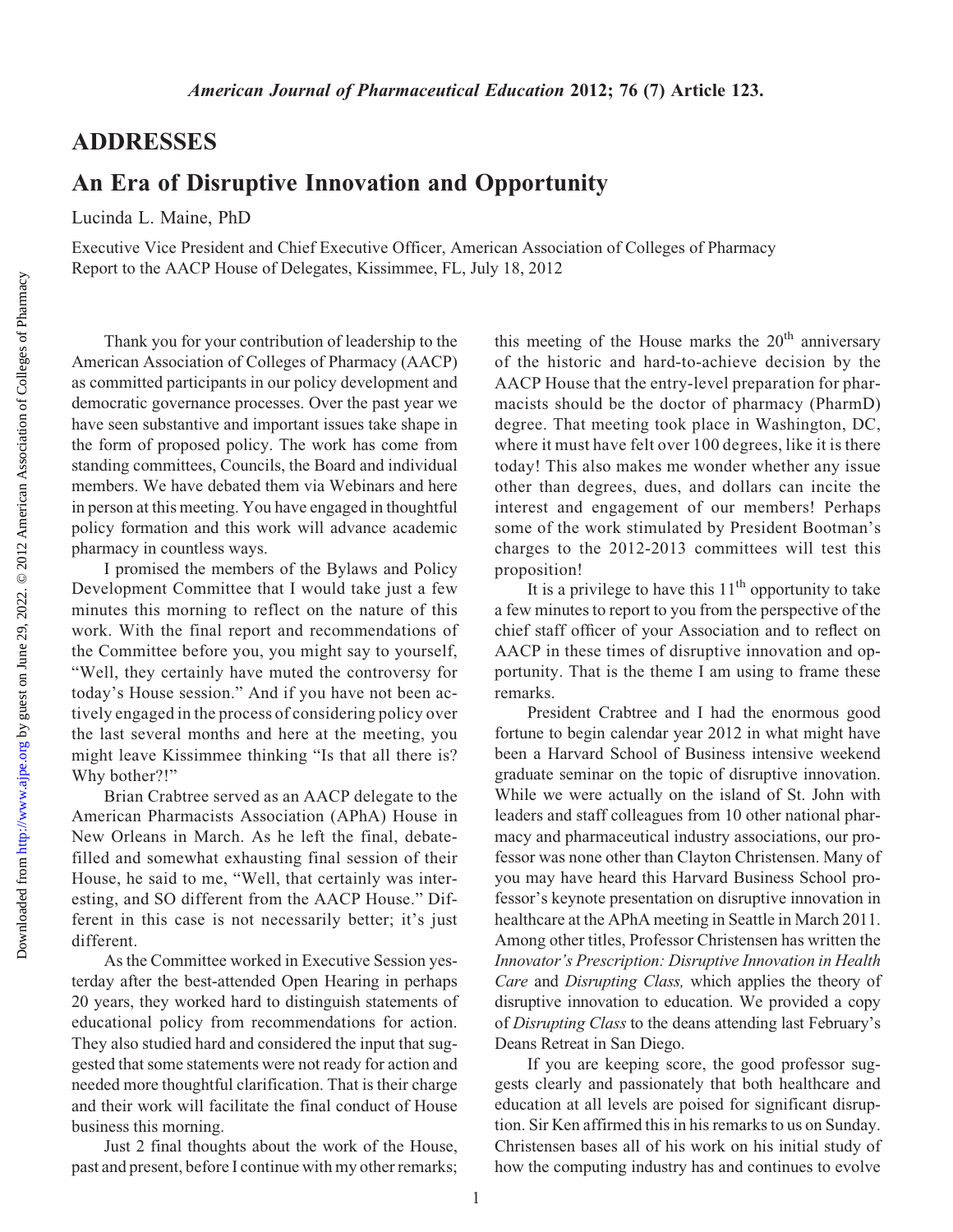## ADDRESSES

# An Era of Disruptive Innovation and Opportunity

Lucinda L. Maine, PhD

Executive Vice President and Chief Executive Officer, American Association of Colleges of Pharmacy
Report to the AACP House of Delegates, Kissimmee, FL, July 18, 2012

Thank you for your contribution of leadership to the American Association of Colleges of Pharmacy (AACP) as committed participants in our policy development and democratic governance processes. Over the past year we have seen substantive and important issues take shape in the form of proposed policy. The work has come from standing committees, Councils, the Board and individual members. We have debated them via Webinars and here in person at this meeting. You have engaged in thoughtful policy formation and this work will advance academic pharmacy in countless ways.

I promised the members of the Bylaws and Policy Development Committee that I would take just a few minutes this morning to reflect on the nature of this work. With the final report and recommendations of the Committee before you, you might say to yourself, "Well, they certainly have muted the controversy for today's House session." And if you have not been actively engaged in the process of considering policy over the last several months and here at the meeting, you might leave Kissimmee thinking "Is that all there is? Why bother?!"

Brian Crabtree served as an AACP delegate to the American Pharmacists Association (APhA) House in New Orleans in March. As he left the final, debate-filled and somewhat exhausting final session of their House, he said to me, "Well, that certainly was interesting, and SO different from the AACP House." Different in this case is not necessarily better; it's just different.

As the Committee worked in Executive Session yesterday after the best-attended Open Hearing in perhaps 20 years, they worked hard to distinguish statements of educational policy from recommendations for action. They also studied hard and considered the input that suggested that some statements were not ready for action and needed more thoughtful clarification. That is their charge and their work will facilitate the final conduct of House business this morning.

Just 2 final thoughts about the work of the House, past and present, before I continue with my other remarks; this meeting of the House marks the 20th anniversary of the historic and hard-to-achieve decision by the AACP House that the entry-level preparation for pharmacists should be the doctor of pharmacy (PharmD) degree. That meeting took place in Washington, DC, where it must have felt over 100 degrees, like it is there today! This also makes me wonder whether any issue other than degrees, dues, and dollars can incite the interest and engagement of our members! Perhaps some of the work stimulated by President Bootman's charges to the 2012-2013 committees will test this proposition!

It is a privilege to have this 11th opportunity to take a few minutes to report to you from the perspective of the chief staff officer of your Association and to reflect on AACP in these times of disruptive innovation and opportunity. That is the theme I am using to frame these remarks.

President Crabtree and I had the enormous good fortune to begin calendar year 2012 in what might have been a Harvard School of Business intensive weekend graduate seminar on the topic of disruptive innovation. While we were actually on the island of St. John with leaders and staff colleagues from 10 other national pharmacy and pharmaceutical industry associations, our professor was none other than Clayton Christensen. Many of you may have heard this Harvard Business School professor's keynote presentation on disruptive innovation in healthcare at the APhA meeting in Seattle in March 2011. Among other titles, Professor Christensen has written the *Innovator's Prescription: Disruptive Innovation in Health Care* and *Disrupting Class,* which applies the theory of disruptive innovation to education. We provided a copy of *Disrupting Class* to the deans attending last February's Deans Retreat in San Diego.

If you are keeping score, the good professor suggests clearly and passionately that both healthcare and education at all levels are poised for significant disruption. Sir Ken affirmed this in his remarks to us on Sunday. Christensen bases all of his work on his initial study of how the computing industry has and continues to evolve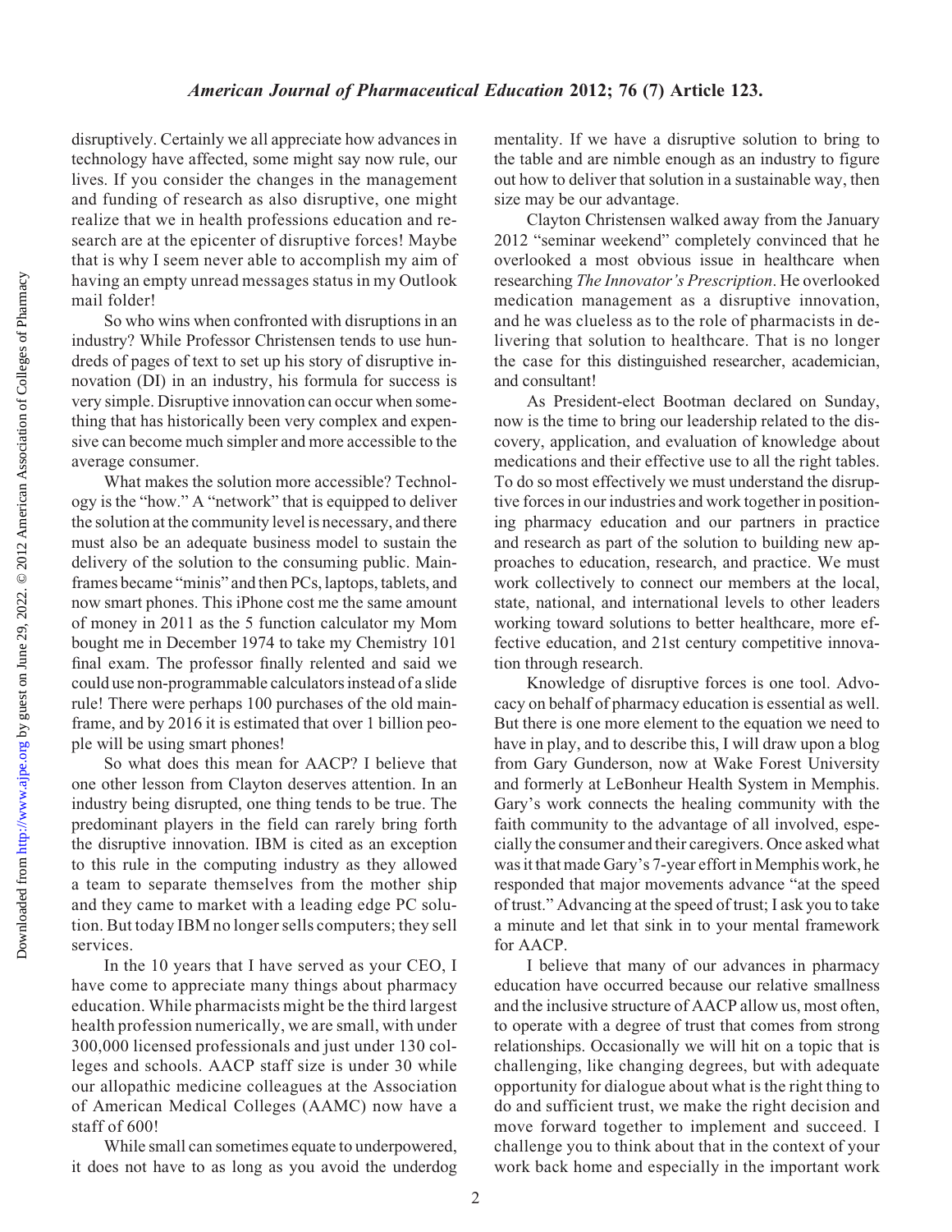disruptively. Certainly we all appreciate how advances in technology have affected, some might say now rule, our lives. If you consider the changes in the management and funding of research as also disruptive, one might realize that we in health professions education and research are at the epicenter of disruptive forces! Maybe that is why I seem never able to accomplish my aim of having an empty unread messages status in my Outlook mail folder!

So who wins when confronted with disruptions in an industry? While Professor Christensen tends to use hundreds of pages of text to set up his story of disruptive innovation (DI) in an industry, his formula for success is very simple. Disruptive innovation can occur when something that has historically been very complex and expensive can become much simpler and more accessible to the average consumer.

What makes the solution more accessible? Technology is the "how." A "network" that is equipped to deliver the solution at the community level is necessary, and there must also be an adequate business model to sustain the delivery of the solution to the consuming public. Mainframes became "minis" and then PCs, laptops, tablets, and now smart phones. This iPhone cost me the same amount of money in 2011 as the 5 function calculator my Mom bought me in December 1974 to take my Chemistry 101 final exam. The professor finally relented and said we could use non-programmable calculators instead of a slide rule! There were perhaps 100 purchases of the old mainframe, and by 2016 it is estimated that over 1 billion people will be using smart phones!

So what does this mean for AACP? I believe that one other lesson from Clayton deserves attention. In an industry being disrupted, one thing tends to be true. The predominant players in the field can rarely bring forth the disruptive innovation. IBM is cited as an exception to this rule in the computing industry as they allowed a team to separate themselves from the mother ship and they came to market with a leading edge PC solution. But today IBM no longer sells computers; they sell services.

In the 10 years that I have served as your CEO, I have come to appreciate many things about pharmacy education. While pharmacists might be the third largest health profession numerically, we are small, with under 300,000 licensed professionals and just under 130 colleges and schools. AACP staff size is under 30 while our allopathic medicine colleagues at the Association of American Medical Colleges (AAMC) now have a staff of 600!

While small can sometimes equate to underpowered, it does not have to as long as you avoid the underdog mentality. If we have a disruptive solution to bring to the table and are nimble enough as an industry to figure out how to deliver that solution in a sustainable way, then size may be our advantage.

Clayton Christensen walked away from the January 2012 "seminar weekend" completely convinced that he overlooked a most obvious issue in healthcare when researching *The Innovator's Prescription*. He overlooked medication management as a disruptive innovation, and he was clueless as to the role of pharmacists in delivering that solution to healthcare. That is no longer the case for this distinguished researcher, academician, and consultant!

As President-elect Bootman declared on Sunday, now is the time to bring our leadership related to the discovery, application, and evaluation of knowledge about medications and their effective use to all the right tables. To do so most effectively we must understand the disruptive forces in our industries and work together in positioning pharmacy education and our partners in practice and research as part of the solution to building new approaches to education, research, and practice. We must work collectively to connect our members at the local, state, national, and international levels to other leaders working toward solutions to better healthcare, more effective education, and 21st century competitive innovation through research.

Knowledge of disruptive forces is one tool. Advocacy on behalf of pharmacy education is essential as well. But there is one more element to the equation we need to have in play, and to describe this, I will draw upon a blog from Gary Gunderson, now at Wake Forest University and formerly at LeBonheur Health System in Memphis. Gary's work connects the healing community with the faith community to the advantage of all involved, especially the consumer and their caregivers. Once asked what was it that made Gary's 7-year effort in Memphis work, he responded that major movements advance "at the speed of trust." Advancing at the speed of trust; I ask you to take a minute and let that sink in to your mental framework for AACP.

I believe that many of our advances in pharmacy education have occurred because our relative smallness and the inclusive structure of AACP allow us, most often, to operate with a degree of trust that comes from strong relationships. Occasionally we will hit on a topic that is challenging, like changing degrees, but with adequate opportunity for dialogue about what is the right thing to do and sufficient trust, we make the right decision and move forward together to implement and succeed. I challenge you to think about that in the context of your work back home and especially in the important work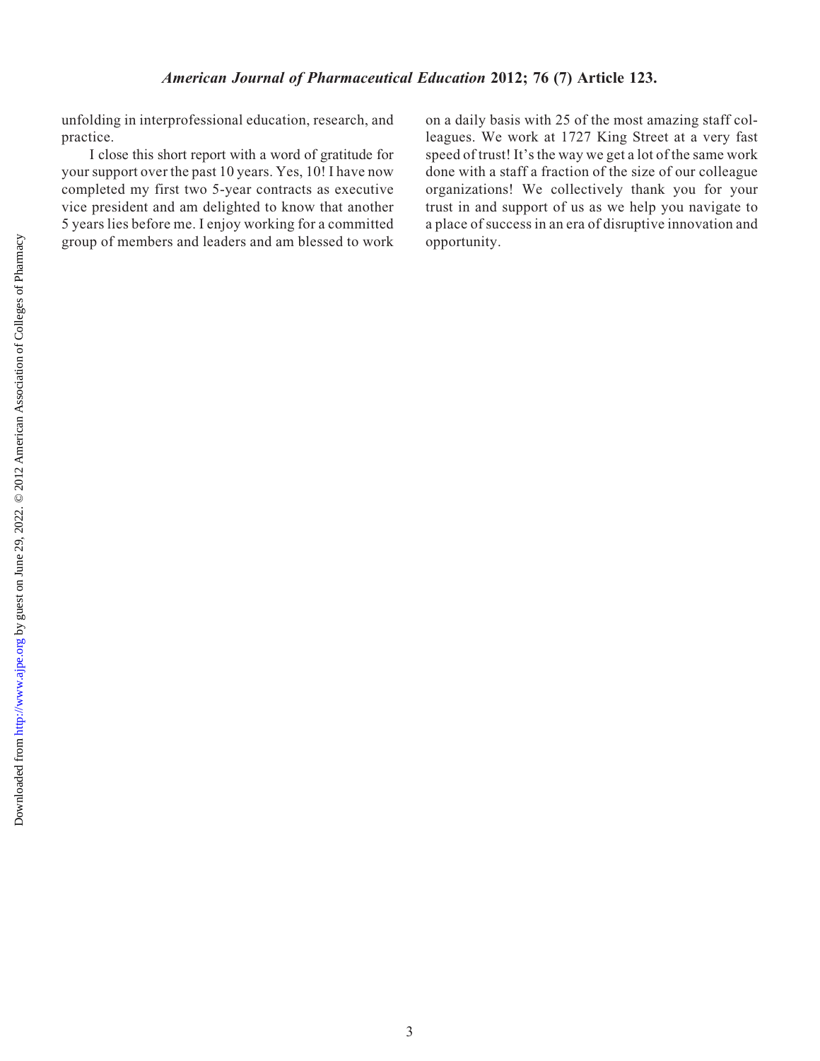unfolding in interprofessional education, research, and practice.

I close this short report with a word of gratitude for your support over the past 10 years. Yes, 10! I have now completed my first two 5-year contracts as executive vice president and am delighted to know that another 5 years lies before me. I enjoy working for a committed group of members and leaders and am blessed to work on a daily basis with 25 of the most amazing staff colleagues. We work at 1727 King Street at a very fast speed of trust! It's the way we get a lot of the same work done with a staff a fraction of the size of our colleague organizations! We collectively thank you for your trust in and support of us as we help you navigate to a place of success in an era of disruptive innovation and opportunity.